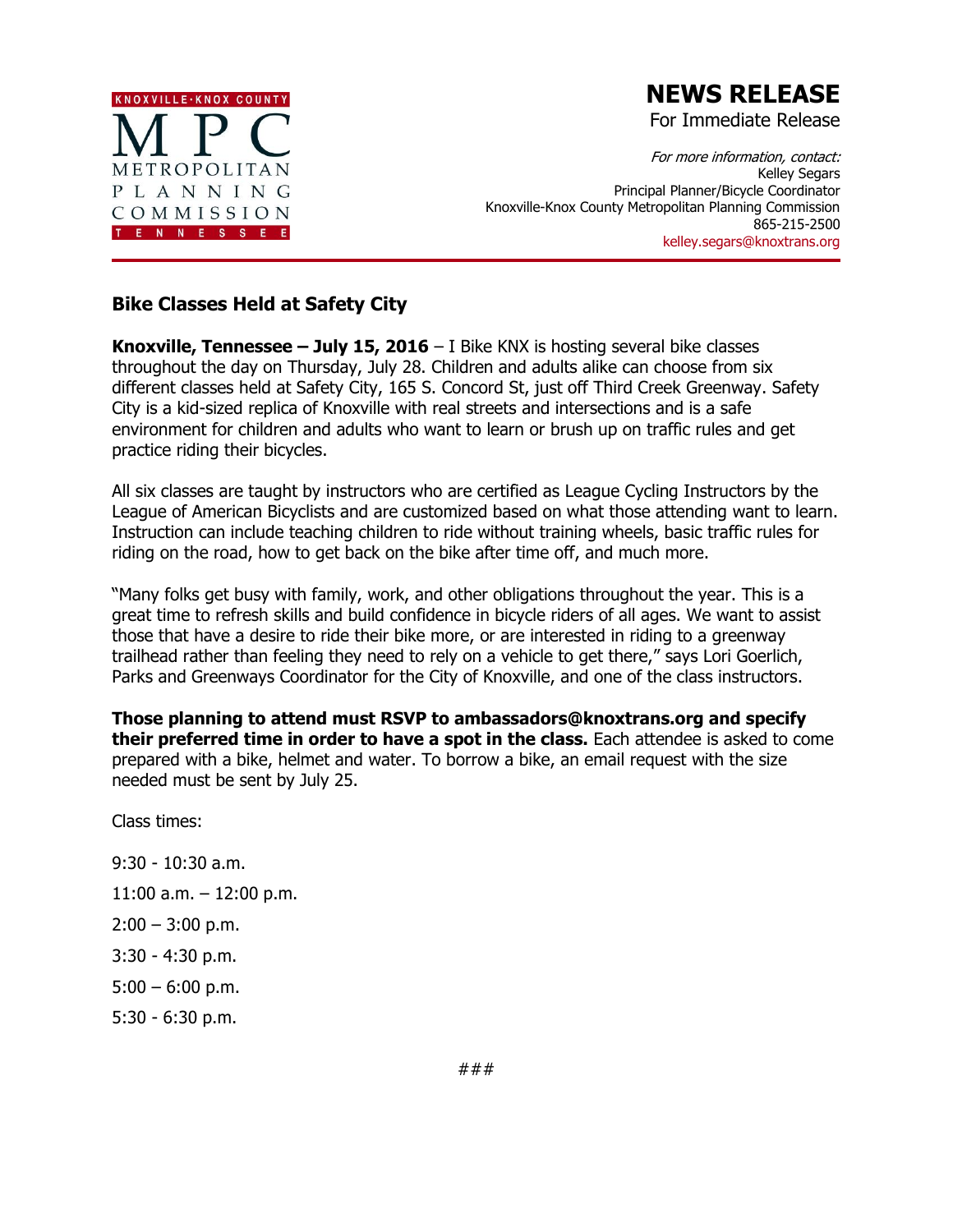KNOXVILLE·KNOX COUNTY
MPC
METROPOLITAN PLANNING COMMISSION
TENNESSEE

# NEWS RELEASE

For Immediate Release

*For more information, contact:*
Kelley Segars
Principal Planner/Bicycle Coordinator
Knoxville-Knox County Metropolitan Planning Commission
865-215-2500
kelley.segars@knoxtrans.org

## Bike Classes Held at Safety City

**Knoxville, Tennessee – July 15, 2016** – I Bike KNX is hosting several bike classes throughout the day on Thursday, July 28. Children and adults alike can choose from six different classes held at Safety City, 165 S. Concord St, just off Third Creek Greenway. Safety City is a kid-sized replica of Knoxville with real streets and intersections and is a safe environment for children and adults who want to learn or brush up on traffic rules and get practice riding their bicycles.

All six classes are taught by instructors who are certified as League Cycling Instructors by the League of American Bicyclists and are customized based on what those attending want to learn. Instruction can include teaching children to ride without training wheels, basic traffic rules for riding on the road, how to get back on the bike after time off, and much more.

"Many folks get busy with family, work, and other obligations throughout the year. This is a great time to refresh skills and build confidence in bicycle riders of all ages. We want to assist those that have a desire to ride their bike more, or are interested in riding to a greenway trailhead rather than feeling they need to rely on a vehicle to get there," says Lori Goerlich, Parks and Greenways Coordinator for the City of Knoxville, and one of the class instructors.

**Those planning to attend must RSVP to ambassadors@knoxtrans.org and specify their preferred time in order to have a spot in the class.** Each attendee is asked to come prepared with a bike, helmet and water. To borrow a bike, an email request with the size needed must be sent by July 25.

Class times:

9:30 - 10:30 a.m.

11:00 a.m. – 12:00 p.m.

2:00 – 3:00 p.m.

3:30 - 4:30 p.m.

5:00 – 6:00 p.m.

5:30 - 6:30 p.m.

###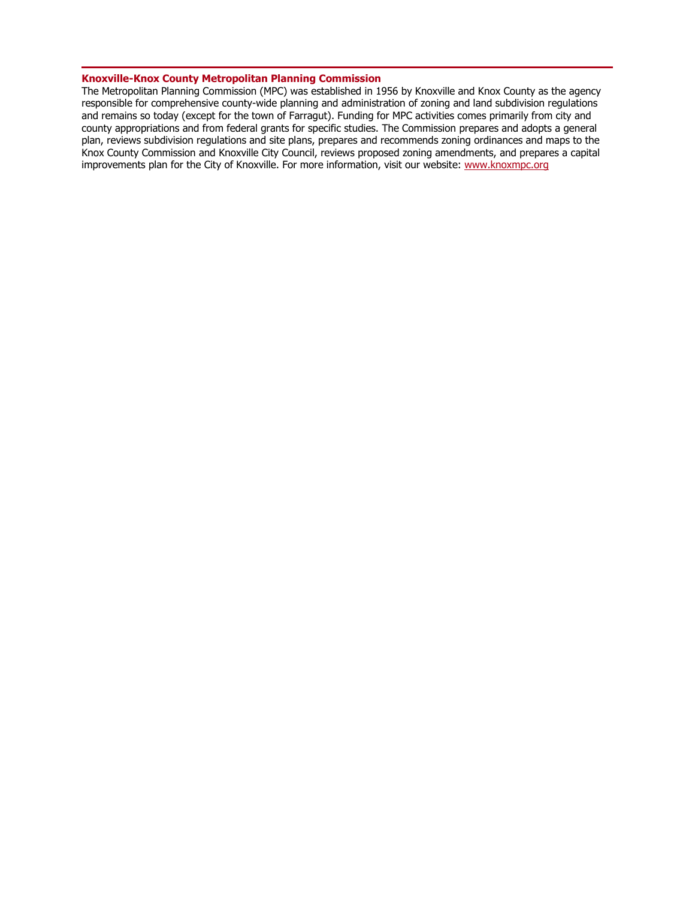**Knoxville-Knox County Metropolitan Planning Commission**

The Metropolitan Planning Commission (MPC) was established in 1956 by Knoxville and Knox County as the agency responsible for comprehensive county-wide planning and administration of zoning and land subdivision regulations and remains so today (except for the town of Farragut). Funding for MPC activities comes primarily from city and county appropriations and from federal grants for specific studies. The Commission prepares and adopts a general plan, reviews subdivision regulations and site plans, prepares and recommends zoning ordinances and maps to the Knox County Commission and Knoxville City Council, reviews proposed zoning amendments, and prepares a capital improvements plan for the City of Knoxville. For more information, visit our website: [www.knoxmpc.org](http://www.knoxmpc.org)